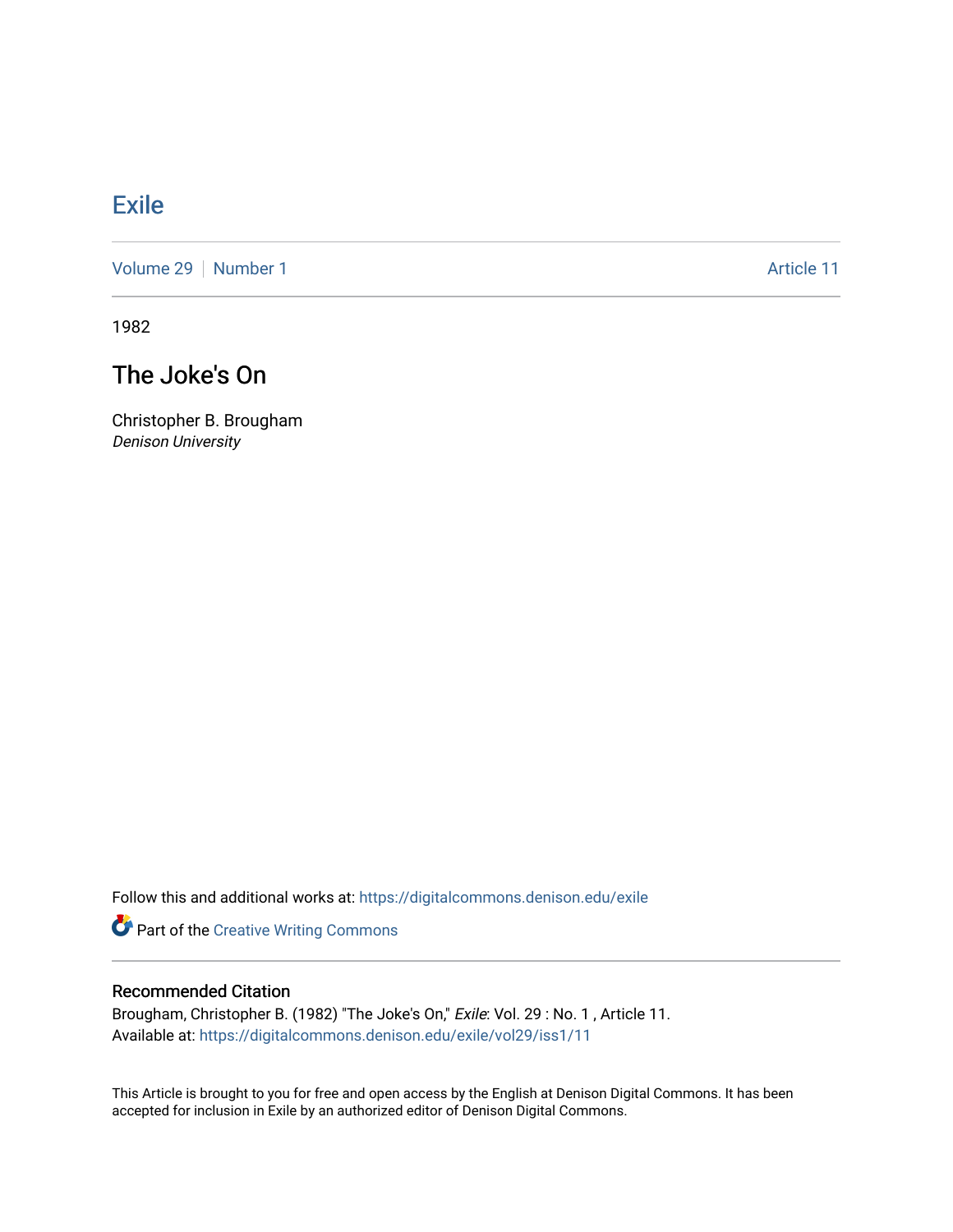# Exile

Volume 29 | Number 1 Article 11

1982

## The Joke's On

Christopher B. Brougham
*Denison University*

Follow this and additional works at: https://digitalcommons.denison.edu/exile

Part of the Creative Writing Commons

### Recommended Citation

Brougham, Christopher B. (1982) "The Joke's On," *Exile*: Vol. 29 : No. 1 , Article 11.
Available at: https://digitalcommons.denison.edu/exile/vol29/iss1/11

This Article is brought to you for free and open access by the English at Denison Digital Commons. It has been accepted for inclusion in Exile by an authorized editor of Denison Digital Commons.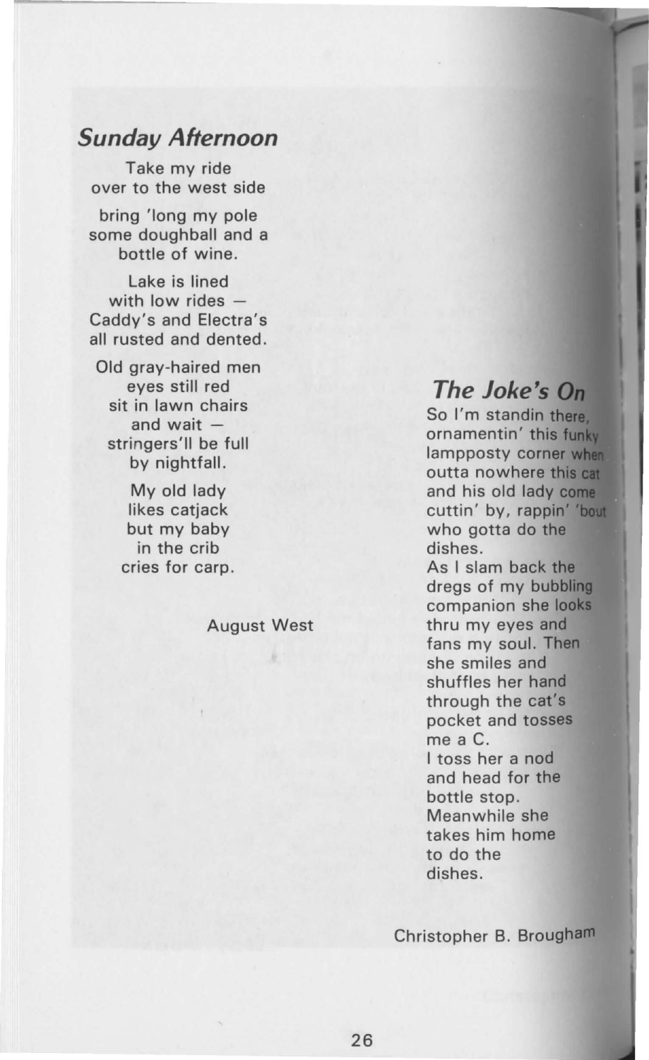## *Sunday Afternoon*

Take my ride
over to the west side

bring 'long my pole
some doughball and a
bottle of wine.

Lake is lined
with low rides —
Caddy's and Electra's
all rusted and dented.

Old gray-haired men
eyes still red
sit in lawn chairs
and wait —
stringers'll be full
by nightfall.

My old lady
likes catjack
but my baby
in the crib
cries for carp.

August West

## *The Joke's On*

So I'm standin there,
ornamentin' this funky
lampposty corner when
outta nowhere this cat
and his old lady come
cuttin' by, rappin' 'bout
who gotta do the
dishes.
As I slam back the
dregs of my bubbling
companion she looks
thru my eyes and
fans my soul. Then
she smiles and
shuffles her hand
through the cat's
pocket and tosses
me a C.
I toss her a nod
and head for the
bottle stop.
Meanwhile she
takes him home
to do the
dishes.

Christopher B. Brougham